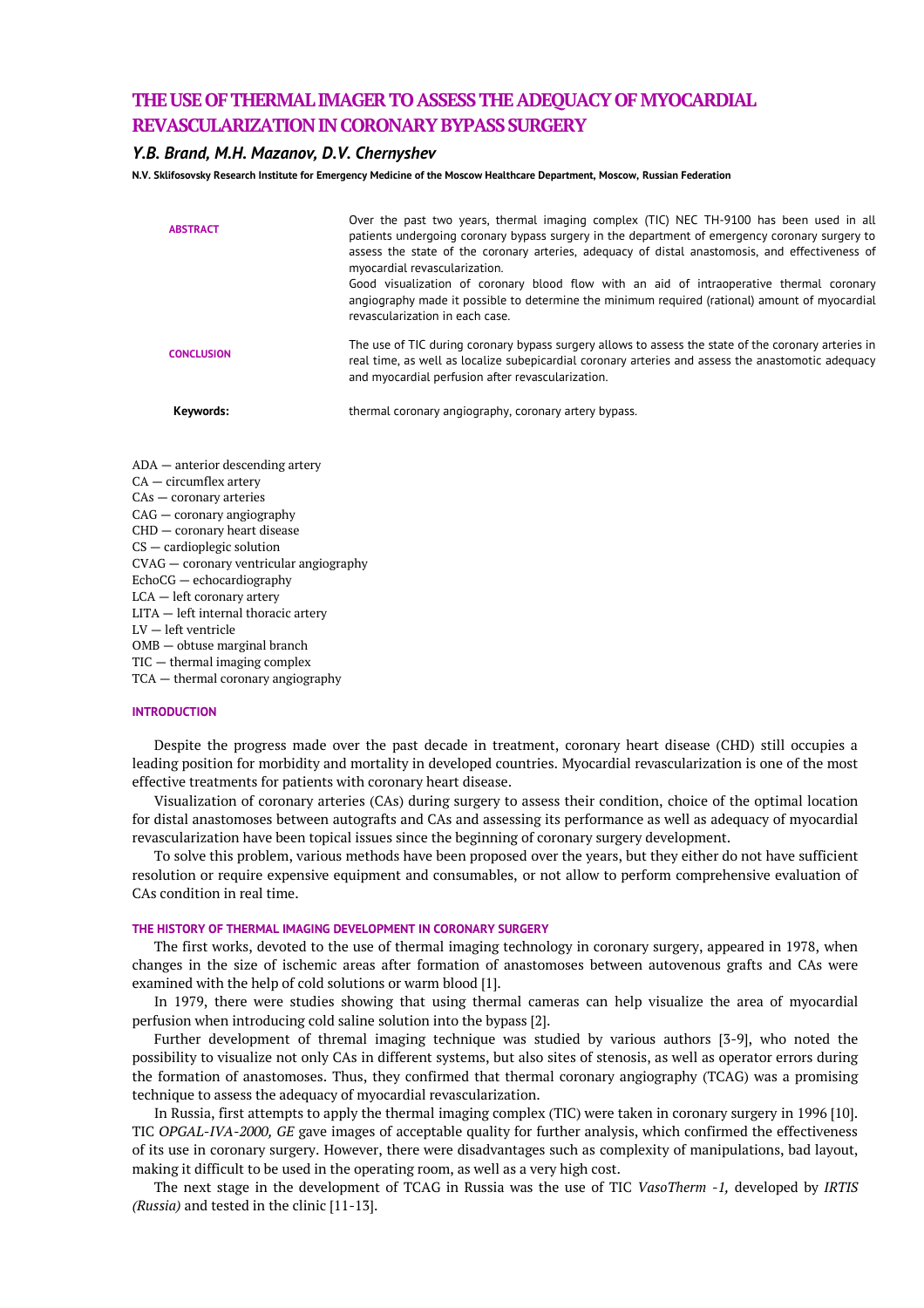# THE USE OF THERMAL IMAGER TO ASSESS THE ADEQUACY OF MYOCARDIAL REVASCULARIZATION IN CORONARY BYPASS SURGERY

### *Y.B. Brand, M.H. Mazanov, D.V. Chernyshev*

**N.V. Sklifosovsky Research Institute for Emergency Medicine of the Moscow Healthcare Department, Moscow, Russian Federation**

**ABSTRACT**

Over the past two years, thermal imaging complex (TIC) NEC TH-9100 has been used in all patients undergoing coronary bypass surgery in the department of emergency coronary surgery to assess the state of the coronary arteries, adequacy of distal anastomosis, and effectiveness of myocardial revascularization.

Good visualization of coronary blood flow with an aid of intraoperative thermal coronary angiography made it possible to determine the minimum required (rational) amount of myocardial revascularization in each case.

**CONCLUSION**

The use of TIC during coronary bypass surgery allows to assess the state of the coronary arteries in real time, as well as localize subepicardial coronary arteries and assess the anastomotic adequacy and myocardial perfusion after revascularization.

**Keywords:** thermal coronary angiography, coronary artery bypass.

ADA — anterior descending artery
CA — circumflex artery
CAs — coronary arteries
CAG — coronary angiography
CHD — coronary heart disease
CS — cardioplegic solution
CVAG — coronary ventricular angiography
EchoCG — echocardiography
LCA — left coronary artery
LITA — left internal thoracic artery
LV — left ventricle
OMB — obtuse marginal branch
TIC — thermal imaging complex
TCA — thermal coronary angiography

## INTRODUCTION

Despite the progress made over the past decade in treatment, coronary heart disease (CHD) still occupies a leading position for morbidity and mortality in developed countries. Myocardial revascularization is one of the most effective treatments for patients with coronary heart disease.

Visualization of coronary arteries (CAs) during surgery to assess their condition, choice of the optimal location for distal anastomoses between autografts and CAs and assessing its performance as well as adequacy of myocardial revascularization have been topical issues since the beginning of coronary surgery development.

To solve this problem, various methods have been proposed over the years, but they either do not have sufficient resolution or require expensive equipment and consumables, or not allow to perform comprehensive evaluation of CAs condition in real time.

## THE HISTORY OF THERMAL IMAGING DEVELOPMENT IN CORONARY SURGERY

The first works, devoted to the use of thermal imaging technology in coronary surgery, appeared in 1978, when changes in the size of ischemic areas after formation of anastomoses between autovenous grafts and CAs were examined with the help of cold solutions or warm blood [1].

In 1979, there were studies showing that using thermal cameras can help visualize the area of myocardial perfusion when introducing cold saline solution into the bypass [2].

Further development of thremal imaging technique was studied by various authors [3-9], who noted the possibility to visualize not only CAs in different systems, but also sites of stenosis, as well as operator errors during the formation of anastomoses. Thus, they confirmed that thermal coronary angiography (TCAG) was a promising technique to assess the adequacy of myocardial revascularization.

In Russia, first attempts to apply the thermal imaging complex (TIC) were taken in coronary surgery in 1996 [10]. TIC *OPGAL-IVA-2000, GE* gave images of acceptable quality for further analysis, which confirmed the effectiveness of its use in coronary surgery. However, there were disadvantages such as complexity of manipulations, bad layout, making it difficult to be used in the operating room, as well as a very high cost.

The next stage in the development of TCAG in Russia was the use of TIC *VasoTherm -1,* developed by *IRTIS (Russia)* and tested in the clinic [11-13].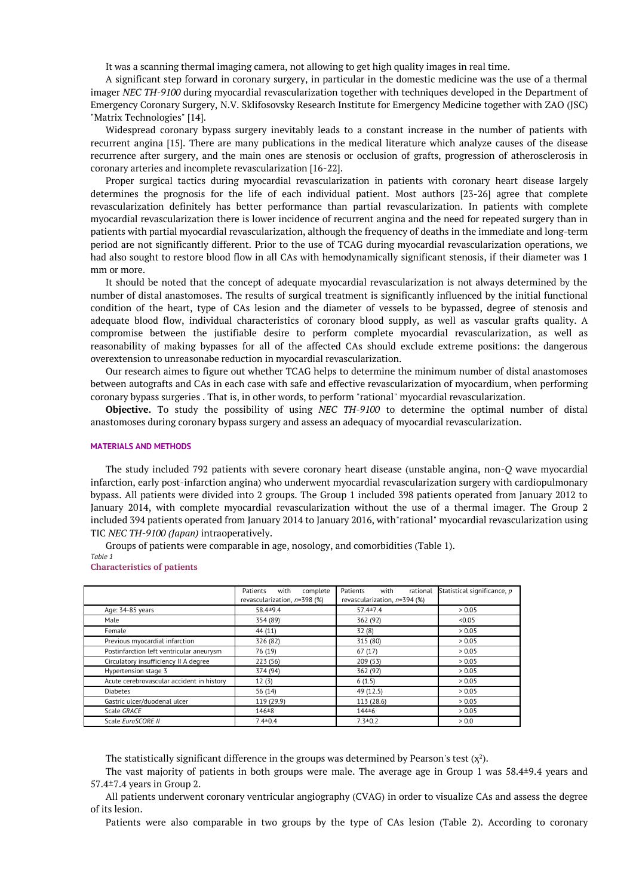It was a scanning thermal imaging camera, not allowing to get high quality images in real time.

A significant step forward in coronary surgery, in particular in the domestic medicine was the use of a thermal imager *NEC TH-9100* during myocardial revascularization together with techniques developed in the Department of Emergency Coronary Surgery, N.V. Sklifosovsky Research Institute for Emergency Medicine together with ZAO (JSC) "Matrix Technologies" [14].

Widespread coronary bypass surgery inevitably leads to a constant increase in the number of patients with recurrent angina [15]. There are many publications in the medical literature which analyze causes of the disease recurrence after surgery, and the main ones are stenosis or occlusion of grafts, progression of atherosclerosis in coronary arteries and incomplete revascularization [16-22].

Proper surgical tactics during myocardial revascularization in patients with coronary heart disease largely determines the prognosis for the life of each individual patient. Most authors [23-26] agree that complete revascularization definitely has better performance than partial revascularization. In patients with complete myocardial revascularization there is lower incidence of recurrent angina and the need for repeated surgery than in patients with partial myocardial revascularization, although the frequency of deaths in the immediate and long-term period are not significantly different. Prior to the use of TCAG during myocardial revascularization operations, we had also sought to restore blood flow in all CAs with hemodynamically significant stenosis, if their diameter was 1 mm or more.

It should be noted that the concept of adequate myocardial revascularization is not always determined by the number of distal anastomoses. The results of surgical treatment is significantly influenced by the initial functional condition of the heart, type of CAs lesion and the diameter of vessels to be bypassed, degree of stenosis and adequate blood flow, individual characteristics of coronary blood supply, as well as vascular grafts quality. A compromise between the justifiable desire to perform complete myocardial revascularization, as well as reasonability of making bypasses for all of the affected CAs should exclude extreme positions: the dangerous overextension to unreasonabe reduction in myocardial revascularization.

Our research aimes to figure out whether TCAG helps to determine the minimum number of distal anastomoses between autografts and CAs in each case with safe and effective revascularization of myocardium, when performing coronary bypass surgeries . That is, in other words, to perform "rational" myocardial revascularization.

**Objective.** To study the possibility of using *NEC TH-9100* to determine the optimal number of distal anastomoses during coronary bypass surgery and assess an adequacy of myocardial revascularization.

## MATERIALS AND METHODS

The study included 792 patients with severe coronary heart disease (unstable angina, non-*Q* wave myocardial infarction, early post-infarction angina) who underwent myocardial revascularization surgery with cardiopulmonary bypass. All patients were divided into 2 groups. The Group 1 included 398 patients operated from January 2012 to January 2014, with complete myocardial revascularization without the use of a thermal imager. The Group 2 included 394 patients operated from January 2014 to January 2016, with"rational" myocardial revascularization using TIC *NEC TH-9100 (Japan)* intraoperatively.

Groups of patients were comparable in age, nosology, and comorbidities (Table 1).

*Table 1*

**Characteristics of patients**

| | Patients with complete revascularization, *n*=398 (%) | Patients with rational revascularization, *n*=394 (%) | Statistical significance, *p* |
|---|---|---|---|
| Age: 34-85 years | 58.4±9.4 | 57.4±7.4 | > 0.05 |
| Male | 354 (89) | 362 (92) | <0.05 |
| Female | 44 (11) | 32 (8) | > 0.05 |
| Previous myocardial infarction | 326 (82) | 315 (80) | > 0.05 |
| Postinfarction left ventricular aneurysm | 76 (19) | 67 (17) | > 0.05 |
| Circulatory insufficiency II A degree | 223 (56) | 209 (53) | > 0.05 |
| Hypertension stage 3 | 374 (94) | 362 (92) | > 0.05 |
| Acute cerebrovascular accident in history | 12 (3) | 6 (1.5) | > 0.05 |
| Diabetes | 56 (14) | 49 (12.5) | > 0.05 |
| Gastric ulcer/duodenal ulcer | 119 (29.9) | 113 (28.6) | > 0.05 |
| Scale *GRACE* | 146±8 | 144±6 | > 0.05 |
| Scale *EuroSCORE II* | 7.4±0.4 | 7.3±0.2 | > 0.0 |

The statistically significant difference in the groups was determined by Pearson's test ($\chi^2$).

The vast majority of patients in both groups were male. The average age in Group 1 was 58.4±9.4 years and 57.4±7.4 years in Group 2.

All patients underwent coronary ventricular angiography (CVAG) in order to visualize CAs and assess the degree of its lesion.

Patients were also comparable in two groups by the type of CAs lesion (Table 2). According to coronary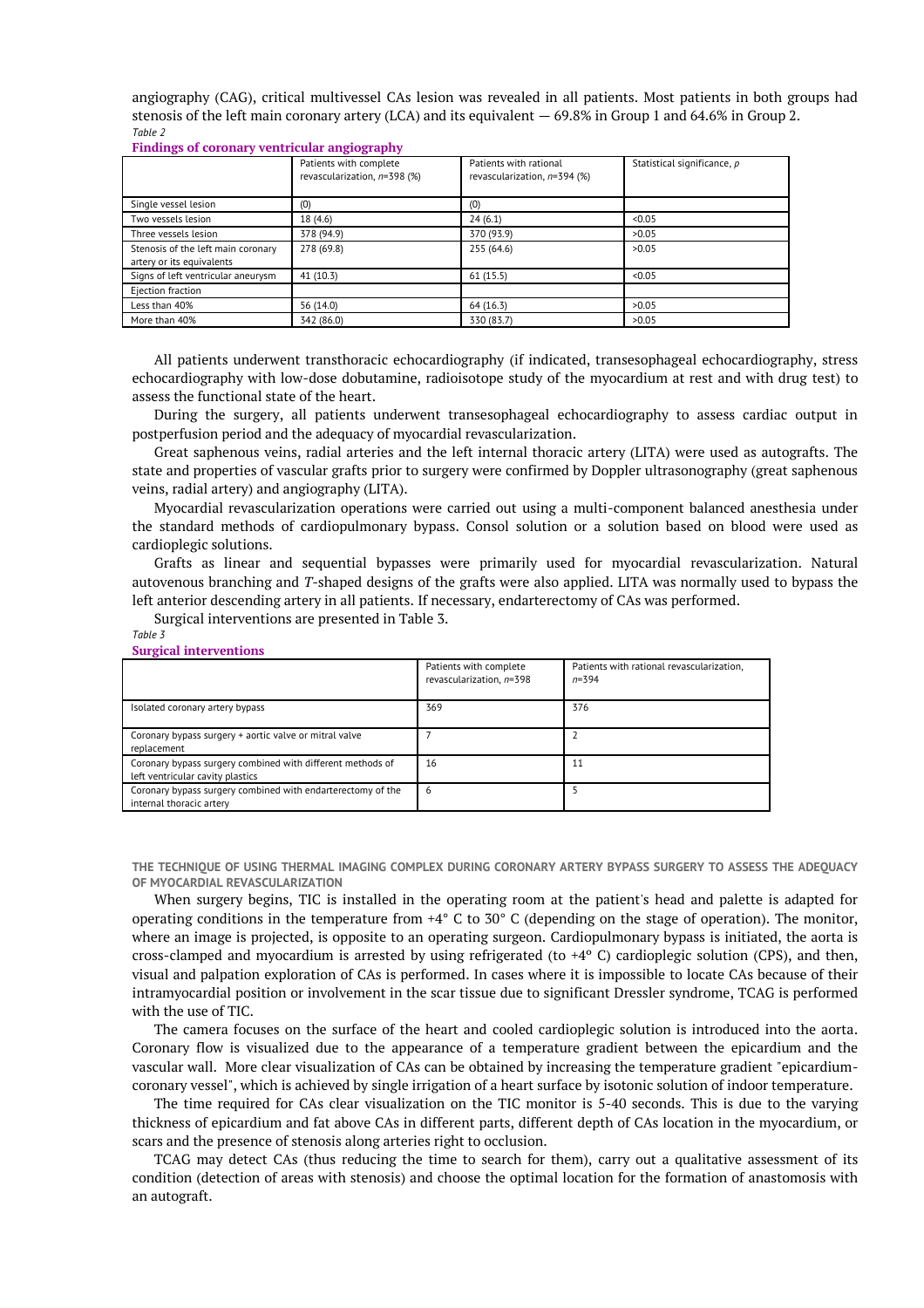angiography (CAG), critical multivessel CAs lesion was revealed in all patients. Most patients in both groups had stenosis of the left main coronary artery (LCA) and its equivalent — 69.8% in Group 1 and 64.6% in Group 2.

*Table 2*

**Findings of coronary ventricular angiography**

| | Patients with complete revascularization, *n*=398 (%) | Patients with rational revascularization, *n*=394 (%) | Statistical significance, *p* |
|---|---|---|---|
| Single vessel lesion | (0) | (0) | |
| Two vessels lesion | 18 (4.6) | 24 (6.1) | <0.05 |
| Three vessels lesion | 378 (94.9) | 370 (93.9) | >0.05 |
| Stenosis of the left main coronary artery or its equivalents | 278 (69.8) | 255 (64.6) | >0.05 |
| Signs of left ventricular aneurysm | 41 (10.3) | 61 (15.5) | <0.05 |
| Ejection fraction | | | |
| Less than 40% | 56 (14.0) | 64 (16.3) | >0.05 |
| More than 40% | 342 (86.0) | 330 (83.7) | >0.05 |

All patients underwent transthoracic echocardiography (if indicated, transesophageal echocardiography, stress echocardiography with low-dose dobutamine, radioisotope study of the myocardium at rest and with drug test) to assess the functional state of the heart.

During the surgery, all patients underwent transesophageal echocardiography to assess cardiac output in postperfusion period and the adequacy of myocardial revascularization.

Great saphenous veins, radial arteries and the left internal thoracic artery (LITA) were used as autografts. The state and properties of vascular grafts prior to surgery were confirmed by Doppler ultrasonography (great saphenous veins, radial artery) and angiography (LITA).

Myocardial revascularization operations were carried out using a multi-component balanced anesthesia under the standard methods of cardiopulmonary bypass. Consol solution or a solution based on blood were used as cardioplegic solutions.

Grafts as linear and sequential bypasses were primarily used for myocardial revascularization. Natural autovenous branching and *T*-shaped designs of the grafts were also applied. LITA was normally used to bypass the left anterior descending artery in all patients. If necessary, endarterectomy of CAs was performed.

Surgical interventions are presented in Table 3.

*Table 3*

**Surgical interventions**

| | Patients with complete revascularization, *n*=398 | Patients with rational revascularization, *n*=394 |
|---|---|---|
| Isolated coronary artery bypass | 369 | 376 |
| Coronary bypass surgery + aortic valve or mitral valve replacement | 7 | 2 |
| Coronary bypass surgery combined with different methods of left ventricular cavity plastics | 16 | 11 |
| Coronary bypass surgery combined with endarterectomy of the internal thoracic artery | 6 | 5 |

## THE TECHNIQUE OF USING THERMAL IMAGING COMPLEX DURING CORONARY ARTERY BYPASS SURGERY TO ASSESS THE ADEQUACY OF MYOCARDIAL REVASCULARIZATION

When surgery begins, TIC is installed in the operating room at the patient's head and palette is adapted for operating conditions in the temperature from +4° C to 30° C (depending on the stage of operation). The monitor, where an image is projected, is opposite to an operating surgeon. Cardiopulmonary bypass is initiated, the aorta is cross-clamped and myocardium is arrested by using refrigerated (to +4° C) cardioplegic solution (CPS), and then, visual and palpation exploration of CAs is performed. In cases where it is impossible to locate CAs because of their intramyocardial position or involvement in the scar tissue due to significant Dressler syndrome, TCAG is performed with the use of TIC.

The camera focuses on the surface of the heart and cooled cardioplegic solution is introduced into the aorta. Coronary flow is visualized due to the appearance of a temperature gradient between the epicardium and the vascular wall. More clear visualization of CAs can be obtained by increasing the temperature gradient "epicardium-coronary vessel", which is achieved by single irrigation of a heart surface by isotonic solution of indoor temperature.

The time required for CAs clear visualization on the TIC monitor is 5-40 seconds. This is due to the varying thickness of epicardium and fat above CAs in different parts, different depth of CAs location in the myocardium, or scars and the presence of stenosis along arteries right to occlusion.

TCAG may detect CAs (thus reducing the time to search for them), carry out a qualitative assessment of its condition (detection of areas with stenosis) and choose the optimal location for the formation of anastomosis with an autograft.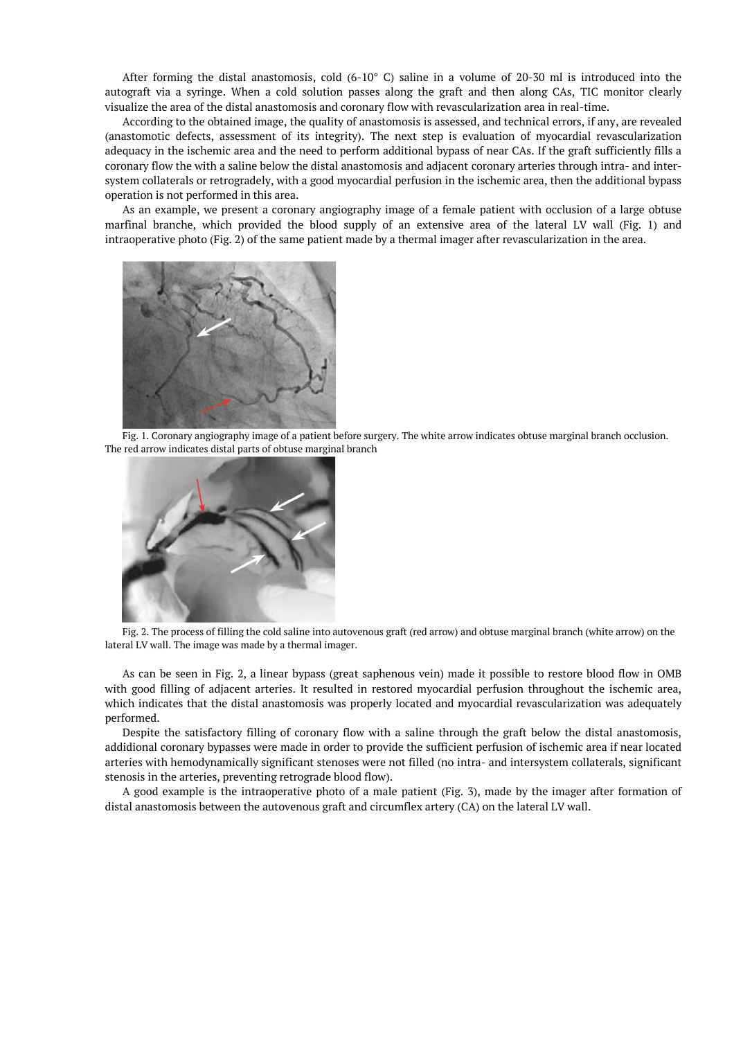After forming the distal anastomosis, cold (6-10° C) saline in a volume of 20-30 ml is introduced into the autograft via a syringe. When a cold solution passes along the graft and then along CAs, TIC monitor clearly visualize the area of the distal anastomosis and coronary flow with revascularization area in real-time.

According to the obtained image, the quality of anastomosis is assessed, and technical errors, if any, are revealed (anastomotic defects, assessment of its integrity). The next step is evaluation of myocardial revascularization adequacy in the ischemic area and the need to perform additional bypass of near CAs. If the graft sufficiently fills a coronary flow the with a saline below the distal anastomosis and adjacent coronary arteries through intra- and inter-system collaterals or retrogradely, with a good myocardial perfusion in the ischemic area, then the additional bypass operation is not performed in this area.

As an example, we present a coronary angiography image of a female patient with occlusion of a large obtuse marfinal branche, which provided the blood supply of an extensive area of the lateral LV wall (Fig. 1) and intraoperative photo (Fig. 2) of the same patient made by a thermal imager after revascularization in the area.

Fig. 1. Coronary angiography image of a patient before surgery. The white arrow indicates obtuse marginal branch occlusion. The red arrow indicates distal parts of obtuse marginal branch

Fig. 2. The process of filling the cold saline into autovenous graft (red arrow) and obtuse marginal branch (white arrow) on the lateral LV wall. The image was made by a thermal imager.

As can be seen in Fig. 2, a linear bypass (great saphenous vein) made it possible to restore blood flow in OMB with good filling of adjacent arteries. It resulted in restored myocardial perfusion throughout the ischemic area, which indicates that the distal anastomosis was properly located and myocardial revascularization was adequately performed.

Despite the satisfactory filling of coronary flow with a saline through the graft below the distal anastomosis, addidional coronary bypasses were made in order to provide the sufficient perfusion of ischemic area if near located arteries with hemodynamically significant stenoses were not filled (no intra- and intersystem collaterals, significant stenosis in the arteries, preventing retrograde blood flow).

A good example is the intraoperative photo of a male patient (Fig. 3), made by the imager after formation of distal anastomosis between the autovenous graft and circumflex artery (CA) on the lateral LV wall.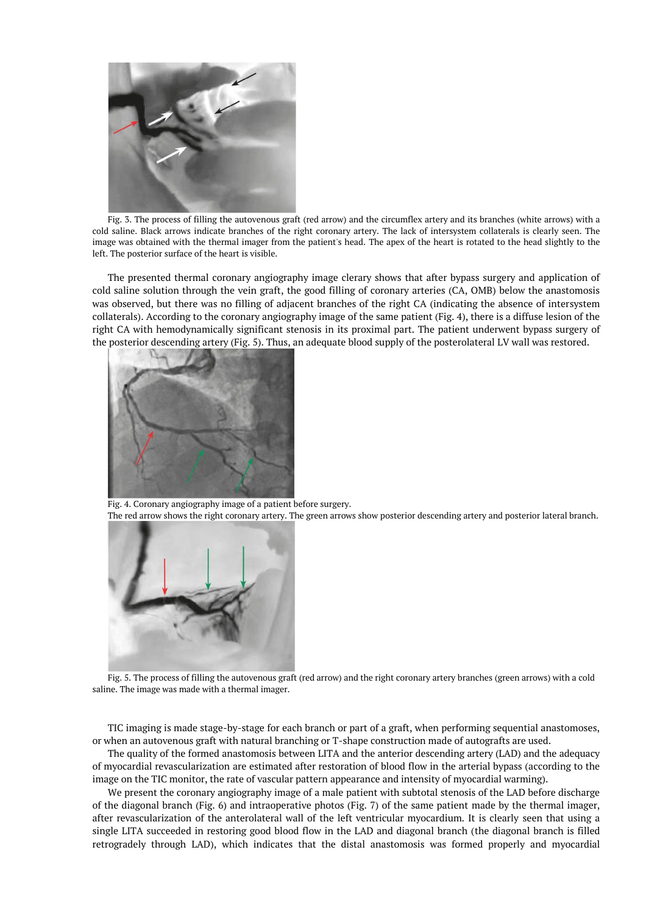Fig. 3. The process of filling the autovenous graft (red arrow) and the circumflex artery and its branches (white arrows) with a cold saline. Black arrows indicate branches of the right coronary artery. The lack of intersystem collaterals is clearly seen. The image was obtained with the thermal imager from the patient's head. The apex of the heart is rotated to the head slightly to the left. The posterior surface of the heart is visible.

The presented thermal coronary angiography image clerary shows that after bypass surgery and application of cold saline solution through the vein graft, the good filling of coronary arteries (CA, OMB) below the anastomosis was observed, but there was no filling of adjacent branches of the right CA (indicating the absence of intersystem collaterals). According to the coronary angiography image of the same patient (Fig. 4), there is a diffuse lesion of the right CA with hemodynamically significant stenosis in its proximal part. The patient underwent bypass surgery of the posterior descending artery (Fig. 5). Thus, an adequate blood supply of the posterolateral LV wall was restored.

Fig. 4. Coronary angiography image of a patient before surgery.
The red arrow shows the right coronary artery. The green arrows show posterior descending artery and posterior lateral branch.

Fig. 5. The process of filling the autovenous graft (red arrow) and the right coronary artery branches (green arrows) with a cold saline. The image was made with a thermal imager.

TIC imaging is made stage-by-stage for each branch or part of a graft, when performing sequential anastomoses, or when an autovenous graft with natural branching or T-shape construction made of autografts are used.

The quality of the formed anastomosis between LITA and the anterior descending artery (LAD) and the adequacy of myocardial revascularization are estimated after restoration of blood flow in the arterial bypass (according to the image on the TIC monitor, the rate of vascular pattern appearance and intensity of myocardial warming).

We present the coronary angiography image of a male patient with subtotal stenosis of the LAD before discharge of the diagonal branch (Fig. 6) and intraoperative photos (Fig. 7) of the same patient made by the thermal imager, after revascularization of the anterolateral wall of the left ventricular myocardium. It is clearly seen that using a single LITA succeeded in restoring good blood flow in the LAD and diagonal branch (the diagonal branch is filled retrogradely through LAD), which indicates that the distal anastomosis was formed properly and myocardial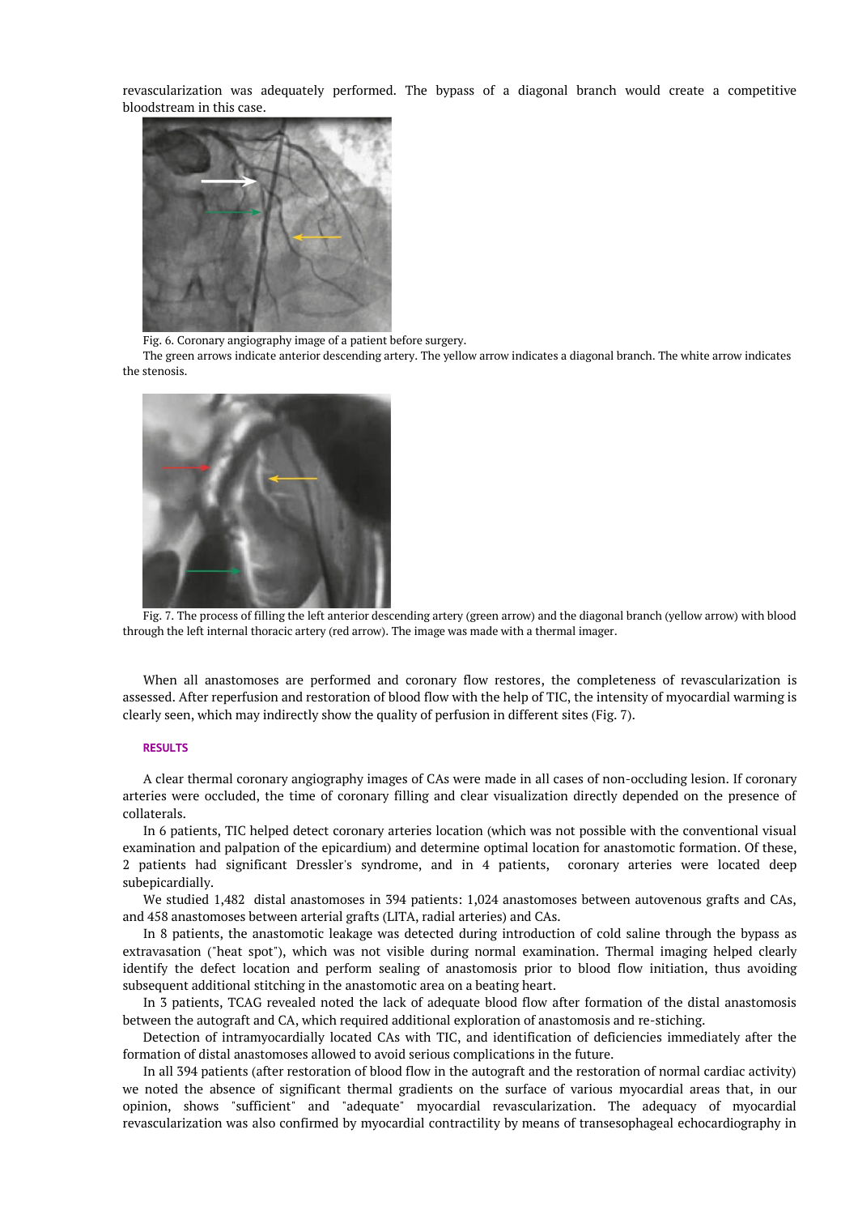revascularization was adequately performed. The bypass of a diagonal branch would create a competitive bloodstream in this case.

Fig. 6. Coronary angiography image of a patient before surgery.

The green arrows indicate anterior descending artery. The yellow arrow indicates a diagonal branch. The white arrow indicates the stenosis.

Fig. 7. The process of filling the left anterior descending artery (green arrow) and the diagonal branch (yellow arrow) with blood through the left internal thoracic artery (red arrow). The image was made with a thermal imager.

When all anastomoses are performed and coronary flow restores, the completeness of revascularization is assessed. After reperfusion and restoration of blood flow with the help of TIC, the intensity of myocardial warming is clearly seen, which may indirectly show the quality of perfusion in different sites (Fig. 7).

## RESULTS

A clear thermal coronary angiography images of CAs were made in all cases of non-occluding lesion. If coronary arteries were occluded, the time of coronary filling and clear visualization directly depended on the presence of collaterals.

In 6 patients, TIC helped detect coronary arteries location (which was not possible with the conventional visual examination and palpation of the epicardium) and determine optimal location for anastomotic formation. Of these, 2 patients had significant Dressler's syndrome, and in 4 patients, coronary arteries were located deep subepicardially.

We studied 1,482 distal anastomoses in 394 patients: 1,024 anastomoses between autovenous grafts and CAs, and 458 anastomoses between arterial grafts (LITA, radial arteries) and CAs.

In 8 patients, the anastomotic leakage was detected during introduction of cold saline through the bypass as extravasation ("heat spot"), which was not visible during normal examination. Thermal imaging helped clearly identify the defect location and perform sealing of anastomosis prior to blood flow initiation, thus avoiding subsequent additional stitching in the anastomotic area on a beating heart.

In 3 patients, TCAG revealed noted the lack of adequate blood flow after formation of the distal anastomosis between the autograft and CA, which required additional exploration of anastomosis and re-stiching.

Detection of intramyocardially located CAs with TIC, and identification of deficiencies immediately after the formation of distal anastomoses allowed to avoid serious complications in the future.

In all 394 patients (after restoration of blood flow in the autograft and the restoration of normal cardiac activity) we noted the absence of significant thermal gradients on the surface of various myocardial areas that, in our opinion, shows "sufficient" and "adequate" myocardial revascularization. The adequacy of myocardial revascularization was also confirmed by myocardial contractility by means of transesophageal echocardiography in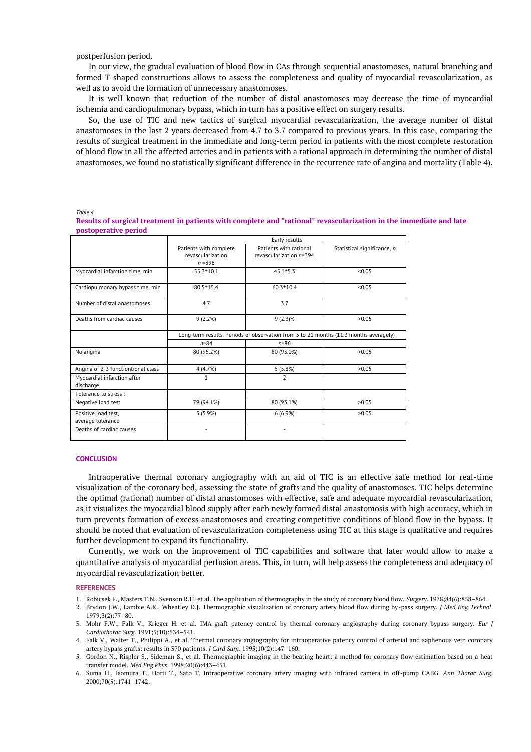postperfusion period.

In our view, the gradual evaluation of blood flow in CAs through sequential anastomoses, natural branching and formed T-shaped constructions allows to assess the completeness and quality of myocardial revascularization, as well as to avoid the formation of unnecessary anastomoses.

It is well known that reduction of the number of distal anastomoses may decrease the time of myocardial ischemia and cardiopulmonary bypass, which in turn has a positive effect on surgery results.

So, the use of TIC and new tactics of surgical myocardial revascularization, the average number of distal anastomoses in the last 2 years decreased from 4.7 to 3.7 compared to previous years. In this case, comparing the results of surgical treatment in the immediate and long-term period in patients with the most complete restoration of blood flow in all the affected arteries and in patients with a rational approach in determining the number of distal anastomoses, we found no statistically significant difference in the recurrence rate of angina and mortality (Table 4).

*Table 4*

**Results of surgical treatment in patients with complete and "rational" revascularization in the immediate and late postoperative period**

| | Early results | | |
|---|---|---|---|
| | Patients with complete revascularization *n* =398 | Patients with rational revascularization *n*=394 | Statistical significance, *p* |
| Myocardial infarction time, min | 55.3±10.1 | 45.1±5.3 | <0.05 |
| Cardiopulmonary bypass time, min | 80.5±15.4 | 60.3±10.4 | <0.05 |
| Number of distal anastomoses | 4.7 | 3.7 | |
| Deaths from cardiac causes | 9 (2.2%) | 9 (2.3)% | >0.05 |
| | Long-term results. Periods of observation from 3 to 21 months (11.3 months averagely) | | |
| | *n*=84 | *n*=86 | |
| No angina | 80 (95.2%) | 80 (93.0%) | >0.05 |
| Angina of 2-3 functiontional class | 4 (4.7%) | 5 (5.8%) | >0.05 |
| Myocardial infarction after discharge | 1 | 2 | |
| Tolerance to stress : | | | |
| Negative load test | 79 (94.1%) | 80 (93.1%) | >0.05 |
| Positive load test, average tolerance | 5 (5.9%) | 6 (6.9%) | >0.05 |
| Deaths of cardiac causes | - | - | |

## CONCLUSION

Intraoperative thermal coronary angiography with an aid of TIC is an effective safe method for real-time visualization of the coronary bed, assessing the state of grafts and the quality of anastomoses. TIC helps determine the optimal (rational) number of distal anastomoses with effective, safe and adequate myocardial revascularization, as it visualizes the myocardial blood supply after each newly formed distal anastomosis with high accuracy, which in turn prevents formation of excess anastomoses and creating competitive conditions of blood flow in the bypass. It should be noted that evaluation of revascularization completeness using TIC at this stage is qualitative and requires further development to expand its functionality.

Currently, we work on the improvement of TIC capabilities and software that later would allow to make a quantitative analysis of myocardial perfusion areas. This, in turn, will help assess the completeness and adequacy of myocardial revascularization better.

## REFERENCES

1. Robicsek F., Masters T.N., Svenson R.H. et al. The application of thermography in the study of coronary blood flow. *Surgery*. 1978;84(6):858–864.
2. Brydon J.W., Lambie A.K., Wheatley D.J. Thermographic visualisation of coronary artery blood flow during by-pass surgery. *J Med Eng Technol*. 1979;3(2):77–80.
3. Mohr F.W., Falk V., Krieger H. et al. IMA-graft patency control by thermal coronary angiography during coronary bypass surgery. *Eur J Cardiothorac Surg.* 1991;5(10):534–541.
4. Falk V., Walter T., Philippi A., et al. Thermal coronary angiography for intraoperative patency control of arterial and saphenous vein coronary artery bypass grafts: results in 370 patients. *J Card Surg*. 1995;10(2):147–160.
5. Gordon N., Rispler S., Sideman S., et al. Thermographic imaging in the beating heart: a method for coronary flow estimation based on a heat transfer model. *Med Eng Phys*. 1998;20(6):443–451.
6. Suma H., Isomura T., Horii T., Sato T. Intraoperative coronary artery imaging with infrared camera in off-pump CABG. *Ann Thorac Surg*. 2000;70(5):1741–1742.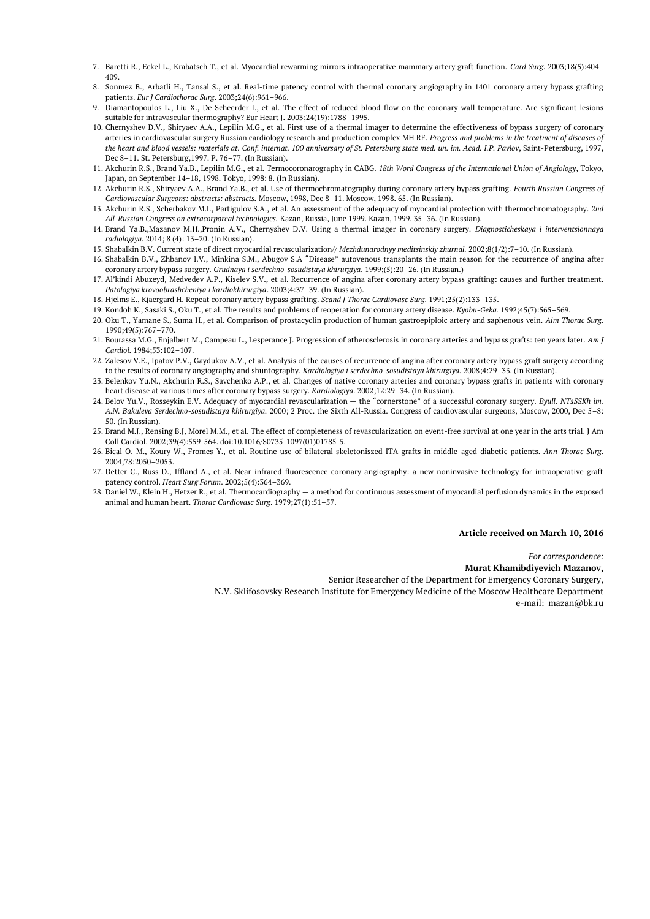7. Baretti R., Eckel L., Krabatsch T., et al. Myocardial rewarming mirrors intraoperative mammary artery graft function. *Card Surg*. 2003;18(5):404–409.
8. Sonmez B., Arbatli H., Tansal S., et al. Real-time patency control with thermal coronary angiography in 1401 coronary artery bypass grafting patients. *Eur J Cardiothorac Surg*. 2003;24(6):961–966.
9. Diamantopoulos L., Liu X., De Scheerder I., et al. The effect of reduced blood-flow on the coronary wall temperature. Are significant lesions suitable for intravascular thermography? Eur Heart J. 2003;24(19):1788–1995.
10. Chernyshev D.V., Shiryaev A.A., Lepilin M.G., et al. First use of a thermal imager to determine the effectiveness of bypass surgery of coronary arteries in cardiovascular surgery Russian cardiology research and production complex MH RF. *Progress and problems in the treatment of diseases of the heart and blood vessels: materials at. Conf. internat. 100 anniversary of St. Petersburg state med. un. im. Acad. I.P. Pavlov*, Saint-Petersburg, 1997, Dec 8–11. St. Petersburg,1997. P. 76–77. (In Russian).
11. Akchurin R.S., Brand Ya.B., Lepilin M.G., et al. Termocoronarography in CABG. *18th Word Congress of the International Union of Angiology*, Tokyo, Japan, on September 14–18, 1998. Tokyo, 1998: 8. (In Russian).
12. Akchurin R.S., Shiryaev A.A., Brand Ya.B., et al. Use of thermochromatography during coronary artery bypass grafting. *Fourth Russian Congress of Cardiovascular Surgeons: abstracts: abstracts.* Moscow, 1998, Dec 8–11. Moscow, 1998. 65. (In Russian).
13. Akchurin R.S., Scherbakov M.I., Partigulov S.A., et al. An assessment of the adequacy of myocardial protection with thermochromatography. *2nd All-Russian Congress on extracorporeal technologies.* Kazan, Russia, June 1999. Kazan, 1999. 35–36. (In Russian).
14. Brand Ya.B.,Mazanov M.H.,Pronin A.V., Chernyshev D.V. Using a thermal imager in coronary surgery. *Diagnosticheskaya i interventsionnaya radiologiya.* 2014; 8 (4): 13–20. (In Russian).
15. Shabalkin B.V. Current state of direct myocardial revascularization// *Mezhdunarodnyy meditsinskiy zhurnal.* 2002;8(1/2):7–10. (In Russian).
16. Shabalkin B.V., Zhbanov I.V., Minkina S.M., Abugov S.A "Disease" autovenous transplants the main reason for the recurrence of angina after coronary artery bypass surgery. *Grudnaya i serdechno-sosudistaya khirurgiya*. 1999;(5):20–26. (In Russian.)
17. Al'kindi Abuzeyd, Medvedev A.P., Kiselev S.V., et al. Recurrence of angina after coronary artery bypass grafting: causes and further treatment. *Patologiya krovoobrashcheniya i kardiokhirurgiya*. 2003;4:37–39. (In Russian).
18. Hjelms E., Kjaergard H. Repeat coronary artery bypass grafting. *Scand J Thorac Cardiovasc Surg*. 1991;25(2):133–135.
19. Kondoh K., Sasaki S., Oku T., et al. The results and problems of reoperation for coronary artery disease. *Kyobu-Geka.* 1992;45(7):565–569.
20. Oku T., Yamane S., Suma H., et al. Comparison of prostacyclin production of human gastroepiploic artery and saphenous vein. *Aim Thorac Surg.* 1990;49(5):767–770.
21. Bourassa M.G., Enjalbert M., Campeau L., Lesperance J. Progression of atherosclerosis in coronary arteries and bypass grafts: ten years later. *Am J Cardiol.* 1984;53:102–107.
22. Zalesov V.E., Ipatov P.V., Gaydukov A.V., et al. Analysis of the causes of recurrence of angina after coronary artery bypass graft surgery according to the results of coronary angiography and shuntography. *Kardiologiya i serdechno-sosudistaya khirurgiya.* 2008;4:29–33. (In Russian).
23. Belenkov Yu.N., Akchurin R.S., Savchenko A.P., et al. Changes of native coronary arteries and coronary bypass grafts in patients with coronary heart disease at various times after coronary bypass surgery. *Kardiologiya*. 2002;12:29–34. (In Russian).
24. Belov Yu.V., Rosseykin E.V. Adequacy of myocardial revascularization — the "cornerstone" of a successful coronary surgery. *Byull. NTsSSKh im. A.N. Bakuleva Serdechno-sosudistaya khirurgiya.* 2000; 2 Proc. the Sixth All-Russia. Congress of cardiovascular surgeons, Moscow, 2000, Dec 5–8: 50. (In Russian).
25. Brand M.J., Rensing B.J, Morel M.M., et al. The effect of completeness of revascularization on event-free survival at one year in the arts trial. J Am Coll Cardiol. 2002;39(4):559-564. doi:10.1016/S0735-1097(01)01785-5.
26. Bical O. M., Koury W., Fromes Y., et al. Routine use of bilateral skeletoniszed ITA grafts in middle-aged diabetic patients. *Ann Thorac Surg*. 2004;78:2050–2053.
27. Detter C., Russ D., Iffland A., et al. Near-infrared fluorescence coronary angiography: a new noninvasive technology for intraoperative graft patency control. *Heart Surg Forum*. 2002;5(4):364–369.
28. Daniel W., Klein H., Hetzer R., et al. Thermocardiography — a method for continuous assessment of myocardial perfusion dynamics in the exposed animal and human heart. *Thorac Cardiovasc Surg*. 1979;27(1):51–57.

**Article received on March 10, 2016**

*For correspondence:*

**Murat Khamibdiyevich Mazanov,**

Senior Researcher of the Department for Emergency Coronary Surgery,

N.V. Sklifosovsky Research Institute for Emergency Medicine of the Moscow Healthcare Department

e-mail: mazan@bk.ru